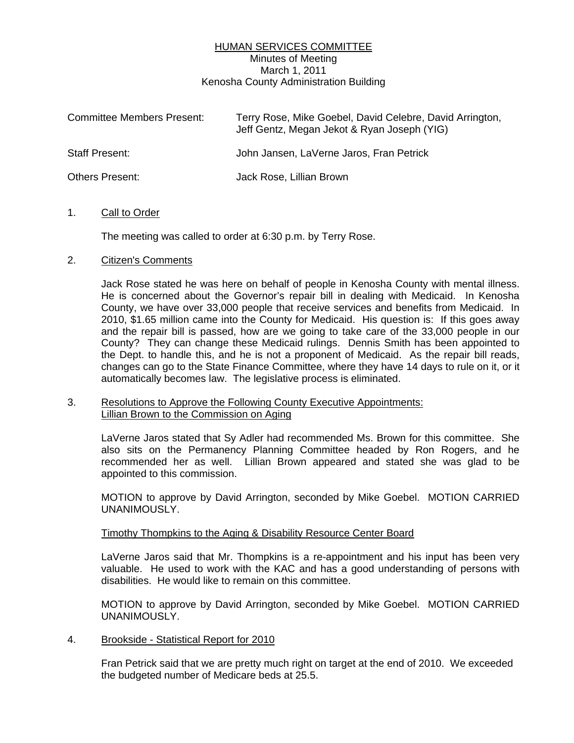# HUMAN SERVICES COMMITTEE

Minutes of Meeting
March 1, 2011
Kenosha County Administration Building

| | |
|---|---|
| Committee Members Present: | Terry Rose, Mike Goebel, David Celebre, David Arrington, Jeff Gentz, Megan Jekot & Ryan Joseph (YIG) |
| Staff Present: | John Jansen, LaVerne Jaros, Fran Petrick |
| Others Present: | Jack Rose, Lillian Brown |

1. Call to Order

   The meeting was called to order at 6:30 p.m. by Terry Rose.

2. Citizen's Comments

   Jack Rose stated he was here on behalf of people in Kenosha County with mental illness. He is concerned about the Governor's repair bill in dealing with Medicaid. In Kenosha County, we have over 33,000 people that receive services and benefits from Medicaid. In 2010, $1.65 million came into the County for Medicaid. His question is: If this goes away and the repair bill is passed, how are we going to take care of the 33,000 people in our County? They can change these Medicaid rulings. Dennis Smith has been appointed to the Dept. to handle this, and he is not a proponent of Medicaid. As the repair bill reads, changes can go to the State Finance Committee, where they have 14 days to rule on it, or it automatically becomes law. The legislative process is eliminated.

3. Resolutions to Approve the Following County Executive Appointments:
   Lillian Brown to the Commission on Aging

   LaVerne Jaros stated that Sy Adler had recommended Ms. Brown for this committee. She also sits on the Permanency Planning Committee headed by Ron Rogers, and he recommended her as well. Lillian Brown appeared and stated she was glad to be appointed to this commission.

   MOTION to approve by David Arrington, seconded by Mike Goebel. MOTION CARRIED UNANIMOUSLY.

   Timothy Thompkins to the Aging & Disability Resource Center Board

   LaVerne Jaros said that Mr. Thompkins is a re-appointment and his input has been very valuable. He used to work with the KAC and has a good understanding of persons with disabilities. He would like to remain on this committee.

   MOTION to approve by David Arrington, seconded by Mike Goebel. MOTION CARRIED UNANIMOUSLY.

4. Brookside - Statistical Report for 2010

   Fran Petrick said that we are pretty much right on target at the end of 2010. We exceeded the budgeted number of Medicare beds at 25.5.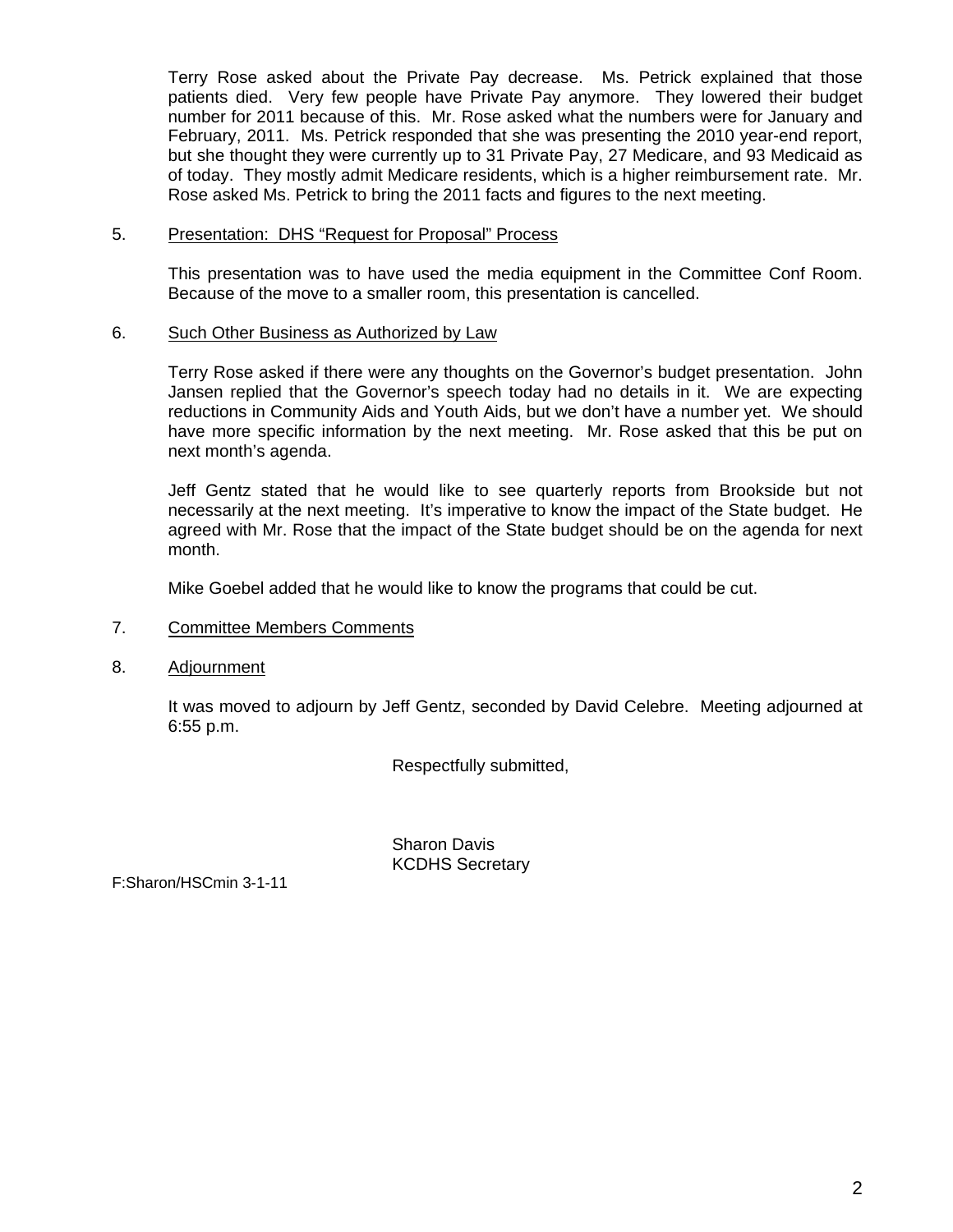Terry Rose asked about the Private Pay decrease. Ms. Petrick explained that those patients died. Very few people have Private Pay anymore. They lowered their budget number for 2011 because of this. Mr. Rose asked what the numbers were for January and February, 2011. Ms. Petrick responded that she was presenting the 2010 year-end report, but she thought they were currently up to 31 Private Pay, 27 Medicare, and 93 Medicaid as of today. They mostly admit Medicare residents, which is a higher reimbursement rate. Mr. Rose asked Ms. Petrick to bring the 2011 facts and figures to the next meeting.

5. Presentation: DHS "Request for Proposal" Process

This presentation was to have used the media equipment in the Committee Conf Room. Because of the move to a smaller room, this presentation is cancelled.

6. Such Other Business as Authorized by Law

Terry Rose asked if there were any thoughts on the Governor's budget presentation. John Jansen replied that the Governor's speech today had no details in it. We are expecting reductions in Community Aids and Youth Aids, but we don't have a number yet. We should have more specific information by the next meeting. Mr. Rose asked that this be put on next month's agenda.

Jeff Gentz stated that he would like to see quarterly reports from Brookside but not necessarily at the next meeting. It's imperative to know the impact of the State budget. He agreed with Mr. Rose that the impact of the State budget should be on the agenda for next month.

Mike Goebel added that he would like to know the programs that could be cut.

7. Committee Members Comments

8. Adjournment

It was moved to adjourn by Jeff Gentz, seconded by David Celebre. Meeting adjourned at 6:55 p.m.

Respectfully submitted,

Sharon Davis
KCDHS Secretary

F:Sharon/HSCmin 3-1-11